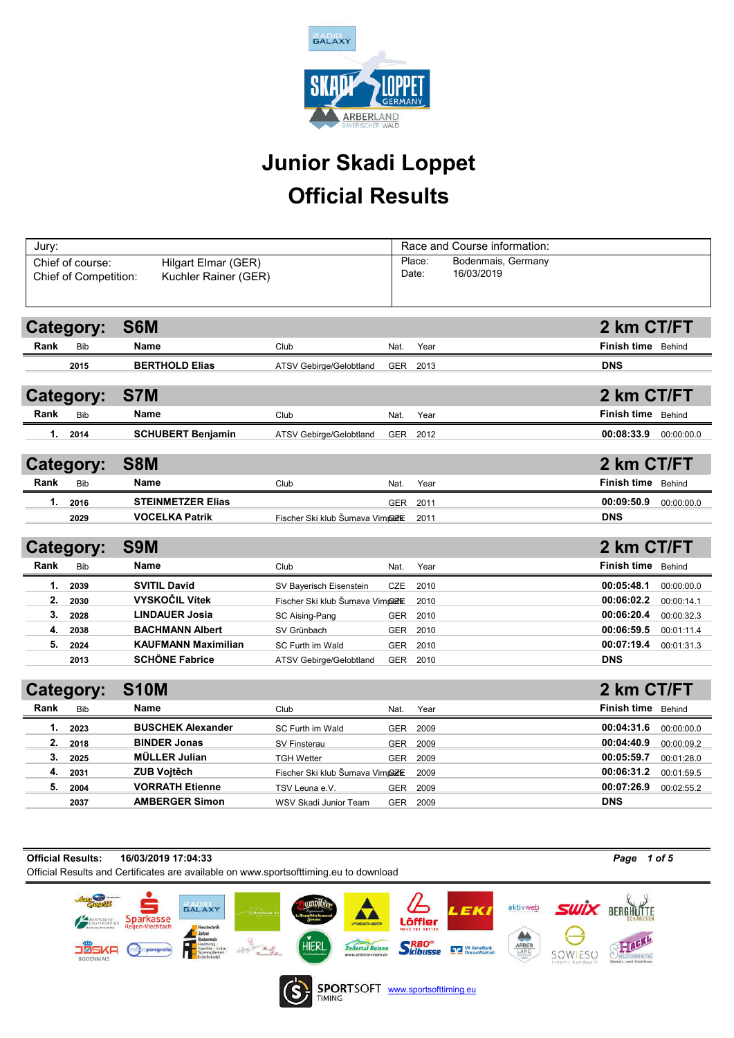# Junior Skadi Loppet

## Official Results

| Jury: | | Race and Course information: | |
|---|---|---|---|
| Chief of course: | Hilgart Elmar (GER) | Place: | Bodenmais, Germany |
| Chief of Competition: | Kuchler Rainer (GER) | Date: | 16/03/2019 |

### Category: S6M — 2 km CT/FT

| Rank | Bib | Name | Club | Nat. | Year | Finish time | Behind |
|---|---|---|---|---|---|---|---|
| | 2015 | BERTHOLD Elias | ATSV Gebirge/Gelobtland | GER | 2013 | DNS | |

### Category: S7M — 2 km CT/FT

| Rank | Bib | Name | Club | Nat. | Year | Finish time | Behind |
|---|---|---|---|---|---|---|---|
| 1. | 2014 | SCHUBERT Benjamin | ATSV Gebirge/Gelobtland | GER | 2012 | 00:08:33.9 | 00:00:00.0 |

### Category: S8M — 2 km CT/FT

| Rank | Bib | Name | Club | Nat. | Year | Finish time | Behind |
|---|---|---|---|---|---|---|---|
| 1. | 2016 | STEINMETZER Elias | | GER | 2011 | 00:09:50.9 | 00:00:00.0 |
| | 2029 | VOCELKA Patrik | Fischer Ski klub Šumava Vimperk | CZE | 2011 | DNS | |

### Category: S9M — 2 km CT/FT

| Rank | Bib | Name | Club | Nat. | Year | Finish time | Behind |
|---|---|---|---|---|---|---|---|
| 1. | 2039 | SVITIL David | SV Bayerisch Eisenstein | CZE | 2010 | 00:05:48.1 | 00:00:00.0 |
| 2. | 2030 | VYSKOČIL Vítek | Fischer Ski klub Šumava Vimperk | CZE | 2010 | 00:06:02.2 | 00:00:14.1 |
| 3. | 2028 | LINDAUER Josia | SC Aising-Pang | GER | 2010 | 00:06:20.4 | 00:00:32.3 |
| 4. | 2038 | BACHMANN Albert | SV Grünbach | GER | 2010 | 00:06:59.5 | 00:01:11.4 |
| 5. | 2024 | KAUFMANN Maximilian | SC Furth im Wald | GER | 2010 | 00:07:19.4 | 00:01:31.3 |
| | 2013 | SCHÖNE Fabrice | ATSV Gebirge/Gelobtland | GER | 2010 | DNS | |

### Category: S10M — 2 km CT/FT

| Rank | Bib | Name | Club | Nat. | Year | Finish time | Behind |
|---|---|---|---|---|---|---|---|
| 1. | 2023 | BUSCHEK Alexander | SC Furth im Wald | GER | 2009 | 00:04:31.6 | 00:00:00.0 |
| 2. | 2018 | BINDER Jonas | SV Finsterau | GER | 2009 | 00:04:40.9 | 00:00:09.2 |
| 3. | 2025 | MÜLLER Julian | TGH Wetter | GER | 2009 | 00:05:59.7 | 00:01:28.0 |
| 4. | 2031 | ZUB Vojtěch | Fischer Ski klub Šumava Vimperk | CZE | 2009 | 00:06:31.2 | 00:01:59.5 |
| 5. | 2004 | VORRATH Etienne | TSV Leuna e.V. | GER | 2009 | 00:07:26.9 | 00:02:55.2 |
| | 2037 | AMBERGER Simon | WSV Skadi Junior Team | GER | 2009 | DNS | |

**Official Results:** 16/03/2019 17:04:33

Official Results and Certificates are available on www.sportsofttiming.eu to download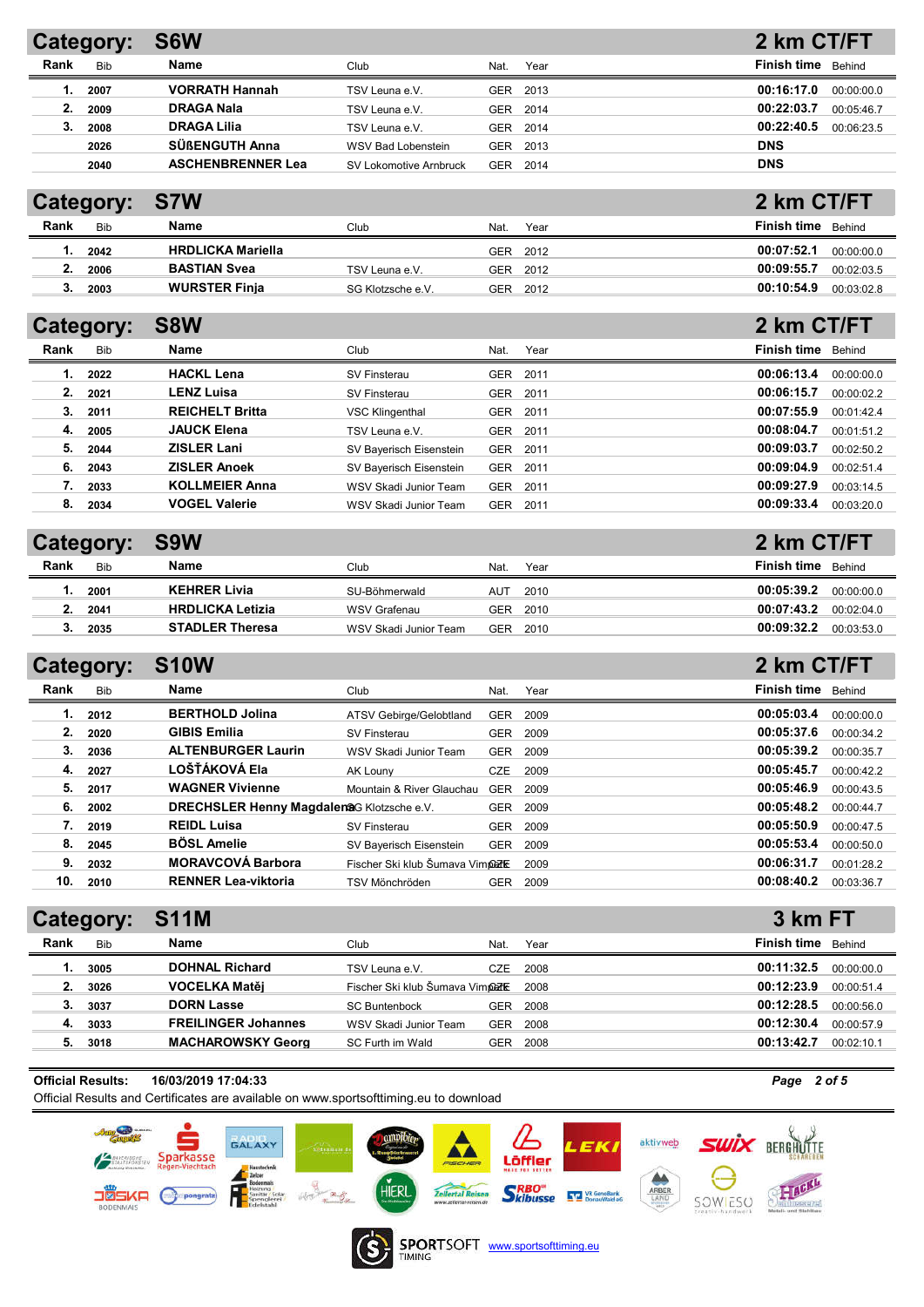## Category: S6W — 2 km CT/FT

| Rank | Bib | Name | Club | Nat. | Year | Finish time | Behind |
|---|---|---|---|---|---|---|---|
| 1. | 2007 | VORRATH Hannah | TSV Leuna e.V. | GER | 2013 | 00:16:17.0 | 00:00:00.0 |
| 2. | 2009 | DRAGA Nala | TSV Leuna e.V. | GER | 2014 | 00:22:03.7 | 00:05:46.7 |
| 3. | 2008 | DRAGA Lilia | TSV Leuna e.V. | GER | 2014 | 00:22:40.5 | 00:06:23.5 |
| | 2026 | SÜßENGUTH Anna | WSV Bad Lobenstein | GER | 2013 | DNS | |
| | 2040 | ASCHENBRENNER Lea | SV Lokomotive Arnbruck | GER | 2014 | DNS | |

## Category: S7W — 2 km CT/FT

| Rank | Bib | Name | Club | Nat. | Year | Finish time | Behind |
|---|---|---|---|---|---|---|---|
| 1. | 2042 | HRDLICKA Mariella | | GER | 2012 | 00:07:52.1 | 00:00:00.0 |
| 2. | 2006 | BASTIAN Svea | TSV Leuna e.V. | GER | 2012 | 00:09:55.7 | 00:02:03.5 |
| 3. | 2003 | WURSTER Finja | SG Klotzsche e.V. | GER | 2012 | 00:10:54.9 | 00:03:02.8 |

## Category: S8W — 2 km CT/FT

| Rank | Bib | Name | Club | Nat. | Year | Finish time | Behind |
|---|---|---|---|---|---|---|---|
| 1. | 2022 | HACKL Lena | SV Finsterau | GER | 2011 | 00:06:13.4 | 00:00:00.0 |
| 2. | 2021 | LENZ Luisa | SV Finsterau | GER | 2011 | 00:06:15.7 | 00:00:02.2 |
| 3. | 2011 | REICHELT Britta | VSC Klingenthal | GER | 2011 | 00:07:55.9 | 00:01:42.4 |
| 4. | 2005 | JAUCK Elena | TSV Leuna e.V. | GER | 2011 | 00:08:04.7 | 00:01:51.2 |
| 5. | 2044 | ZISLER Lani | SV Bayerisch Eisenstein | GER | 2011 | 00:09:03.7 | 00:02:50.2 |
| 6. | 2043 | ZISLER Anoek | SV Bayerisch Eisenstein | GER | 2011 | 00:09:04.9 | 00:02:51.4 |
| 7. | 2033 | KOLLMEIER Anna | WSV Skadi Junior Team | GER | 2011 | 00:09:27.9 | 00:03:14.5 |
| 8. | 2034 | VOGEL Valerie | WSV Skadi Junior Team | GER | 2011 | 00:09:33.4 | 00:03:20.0 |

## Category: S9W — 2 km CT/FT

| Rank | Bib | Name | Club | Nat. | Year | Finish time | Behind |
|---|---|---|---|---|---|---|---|
| 1. | 2001 | KEHRER Livia | SU-Böhmerwald | AUT | 2010 | 00:05:39.2 | 00:00:00.0 |
| 2. | 2041 | HRDLICKA Letizia | WSV Grafenau | GER | 2010 | 00:07:43.2 | 00:02:04.0 |
| 3. | 2035 | STADLER Theresa | WSV Skadi Junior Team | GER | 2010 | 00:09:32.2 | 00:03:53.0 |

## Category: S10W — 2 km CT/FT

| Rank | Bib | Name | Club | Nat. | Year | Finish time | Behind |
|---|---|---|---|---|---|---|---|
| 1. | 2012 | BERTHOLD Jolina | ATSV Gebirge/Gelobtland | GER | 2009 | 00:05:03.4 | 00:00:00.0 |
| 2. | 2020 | GIBIS Emilia | SV Finsterau | GER | 2009 | 00:05:37.6 | 00:00:34.2 |
| 3. | 2036 | ALTENBURGER Laurin | WSV Skadi Junior Team | GER | 2009 | 00:05:39.2 | 00:00:35.7 |
| 4. | 2027 | LOŠŤÁKOVÁ Ela | AK Louny | CZE | 2009 | 00:05:45.7 | 00:00:42.2 |
| 5. | 2017 | WAGNER Vivienne | Mountain & River Glauchau | GER | 2009 | 00:05:46.9 | 00:00:43.5 |
| 6. | 2002 | DRECHSLER Henny Magdalena | SG Klotzsche e.V. | GER | 2009 | 00:05:48.2 | 00:00:44.7 |
| 7. | 2019 | REIDL Luisa | SV Finsterau | GER | 2009 | 00:05:50.9 | 00:00:47.5 |
| 8. | 2045 | BÖSL Amelie | SV Bayerisch Eisenstein | GER | 2009 | 00:05:53.4 | 00:00:50.0 |
| 9. | 2032 | MORAVCOVÁ Barbora | Fischer Ski klub Šumava Vimperk | CZE | 2009 | 00:06:31.7 | 00:01:28.2 |
| 10. | 2010 | RENNER Lea-viktoria | TSV Mönchröden | GER | 2009 | 00:08:40.2 | 00:03:36.7 |

## Category: S11M — 3 km FT

| Rank | Bib | Name | Club | Nat. | Year | Finish time | Behind |
|---|---|---|---|---|---|---|---|
| 1. | 3005 | DOHNAL Richard | TSV Leuna e.V. | CZE | 2008 | 00:11:32.5 | 00:00:00.0 |
| 2. | 3026 | VOCELKA Matěj | Fischer Ski klub Šumava Vimperk | CZE | 2008 | 00:12:23.9 | 00:00:51.4 |
| 3. | 3037 | DORN Lasse | SC Buntenbock | GER | 2008 | 00:12:28.5 | 00:00:56.0 |
| 4. | 3033 | FREILINGER Johannes | WSV Skadi Junior Team | GER | 2008 | 00:12:30.4 | 00:00:57.9 |
| 5. | 3018 | MACHAROWSKY Georg | SC Furth im Wald | GER | 2008 | 00:13:42.7 | 00:02:10.1 |

**Official Results:** 16/03/2019 17:04:33

Official Results and Certificates are available on www.sportsofttiming.eu to download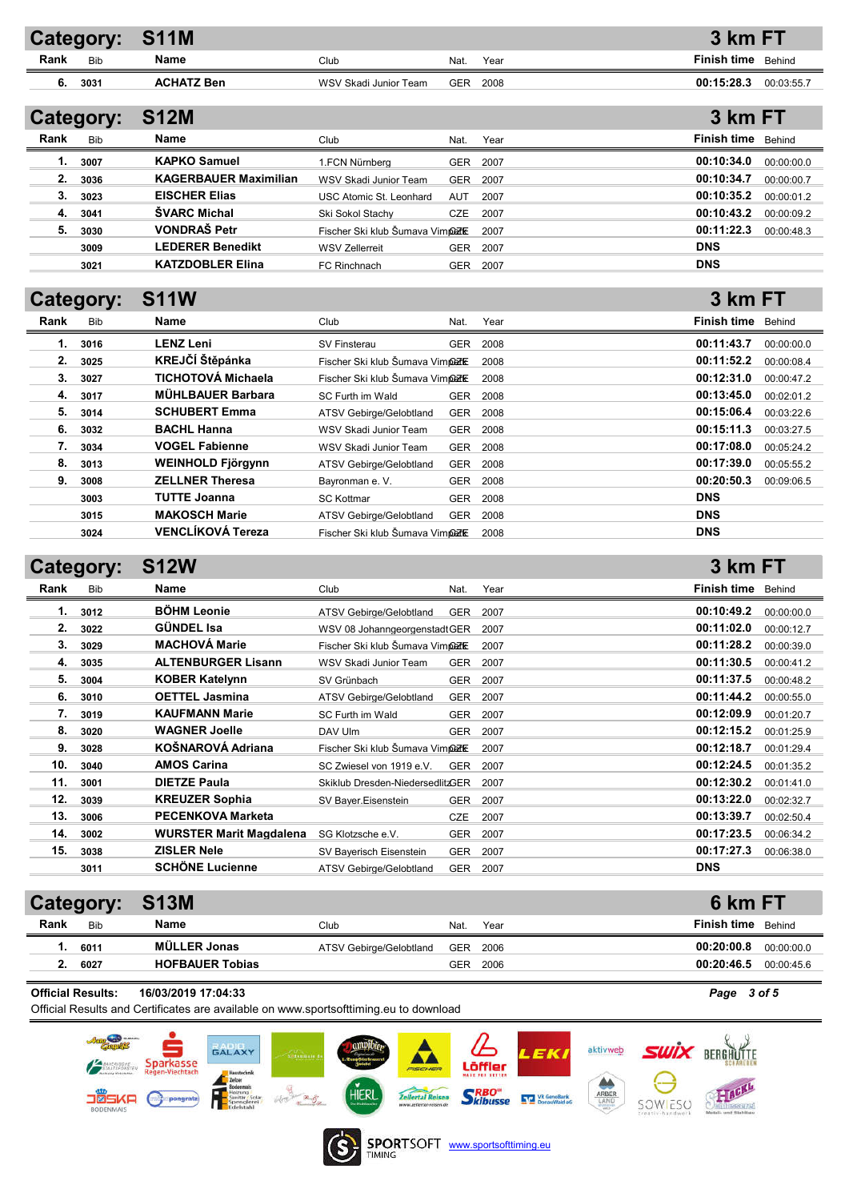## Category: S11M — 3 km FT

| Rank | Bib | Name | Club | Nat. | Year | Finish time | Behind |
|---|---|---|---|---|---|---|---|
| 6. | 3031 | ACHATZ Ben | WSV Skadi Junior Team | GER | 2008 | 00:15:28.3 | 00:03:55.7 |

## Category: S12M — 3 km FT

| Rank | Bib | Name | Club | Nat. | Year | Finish time | Behind |
|---|---|---|---|---|---|---|---|
| 1. | 3007 | KAPKO Samuel | 1.FCN Nürnberg | GER | 2007 | 00:10:34.0 | 00:00:00.0 |
| 2. | 3036 | KAGERBAUER Maximilian | WSV Skadi Junior Team | GER | 2007 | 00:10:34.7 | 00:00:00.7 |
| 3. | 3023 | EISCHER Elias | USC Atomic St. Leonhard | AUT | 2007 | 00:10:35.2 | 00:00:01.2 |
| 4. | 3041 | ŠVARC Michal | Ski Sokol Stachy | CZE | 2007 | 00:10:43.2 | 00:00:09.2 |
| 5. | 3030 | VONDRAŠ Petr | Fischer Ski klub Šumava Vimperk | CZE | 2007 | 00:11:22.3 | 00:00:48.3 |
| | 3009 | LEDERER Benedikt | WSV Zellerreit | GER | 2007 | DNS | |
| | 3021 | KATZDOBLER Elina | FC Rinchnach | GER | 2007 | DNS | |

## Category: S11W — 3 km FT

| Rank | Bib | Name | Club | Nat. | Year | Finish time | Behind |
|---|---|---|---|---|---|---|---|
| 1. | 3016 | LENZ Leni | SV Finsterau | GER | 2008 | 00:11:43.7 | 00:00:00.0 |
| 2. | 3025 | KREJČÍ Štěpánka | Fischer Ski klub Šumava Vimperk | CZE | 2008 | 00:11:52.2 | 00:00:08.4 |
| 3. | 3027 | TICHOTOVÁ Michaela | Fischer Ski klub Šumava Vimperk | CZE | 2008 | 00:12:31.0 | 00:00:47.2 |
| 4. | 3017 | MÜHLBAUER Barbara | SC Furth im Wald | GER | 2008 | 00:13:45.0 | 00:02:01.2 |
| 5. | 3014 | SCHUBERT Emma | ATSV Gebirge/Gelobtland | GER | 2008 | 00:15:06.4 | 00:03:22.6 |
| 6. | 3032 | BACHL Hanna | WSV Skadi Junior Team | GER | 2008 | 00:15:11.3 | 00:03:27.5 |
| 7. | 3034 | VOGEL Fabienne | WSV Skadi Junior Team | GER | 2008 | 00:17:08.0 | 00:05:24.2 |
| 8. | 3013 | WEINHOLD Fjörgynn | ATSV Gebirge/Gelobtland | GER | 2008 | 00:17:39.0 | 00:05:55.2 |
| 9. | 3008 | ZELLNER Theresa | Bayronman e. V. | GER | 2008 | 00:20:50.3 | 00:09:06.5 |
| | 3003 | TUTTE Joanna | SC Kottmar | GER | 2008 | DNS | |
| | 3015 | MAKOSCH Marie | ATSV Gebirge/Gelobtland | GER | 2008 | DNS | |
| | 3024 | VENCLÍKOVÁ Tereza | Fischer Ski klub Šumava Vimperk | CZE | 2008 | DNS | |

## Category: S12W — 3 km FT

| Rank | Bib | Name | Club | Nat. | Year | Finish time | Behind |
|---|---|---|---|---|---|---|---|
| 1. | 3012 | BÖHM Leonie | ATSV Gebirge/Gelobtland | GER | 2007 | 00:10:49.2 | 00:00:00.0 |
| 2. | 3022 | GÜNDEL Isa | WSV 08 Johanngeorgenstadt | GER | 2007 | 00:11:02.0 | 00:00:12.7 |
| 3. | 3029 | MACHOVÁ Marie | Fischer Ski klub Šumava Vimperk | CZE | 2007 | 00:11:28.2 | 00:00:39.0 |
| 4. | 3035 | ALTENBURGER Lisann | WSV Skadi Junior Team | GER | 2007 | 00:11:30.5 | 00:00:41.2 |
| 5. | 3004 | KOBER Katelynn | SV Grünbach | GER | 2007 | 00:11:37.5 | 00:00:48.2 |
| 6. | 3010 | OETTEL Jasmina | ATSV Gebirge/Gelobtland | GER | 2007 | 00:11:44.2 | 00:00:55.0 |
| 7. | 3019 | KAUFMANN Marie | SC Furth im Wald | GER | 2007 | 00:12:09.9 | 00:01:20.7 |
| 8. | 3020 | WAGNER Joelle | DAV Ulm | GER | 2007 | 00:12:15.2 | 00:01:25.9 |
| 9. | 3028 | KOŠNAROVÁ Adriana | Fischer Ski klub Šumava Vimperk | CZE | 2007 | 00:12:18.7 | 00:01:29.4 |
| 10. | 3040 | AMOS Carina | SC Zwiesel von 1919 e.V. | GER | 2007 | 00:12:24.5 | 00:01:35.2 |
| 11. | 3001 | DIETZE Paula | Skiklub Dresden-Niedersedlitz | GER | 2007 | 00:12:30.2 | 00:01:41.0 |
| 12. | 3039 | KREUZER Sophia | SV Bayer.Eisenstein | GER | 2007 | 00:13:22.0 | 00:02:32.7 |
| 13. | 3006 | PECENKOVA Marketa | | CZE | 2007 | 00:13:39.7 | 00:02:50.4 |
| 14. | 3002 | WURSTER Marit Magdalena | SG Klotzsche e.V. | GER | 2007 | 00:17:23.5 | 00:06:34.2 |
| 15. | 3038 | ZISLER Nele | SV Bayerisch Eisenstein | GER | 2007 | 00:17:27.3 | 00:06:38.0 |
| | 3011 | SCHÖNE Lucienne | ATSV Gebirge/Gelobtland | GER | 2007 | DNS | |

## Category: S13M — 6 km FT

| Rank | Bib | Name | Club | Nat. | Year | Finish time | Behind |
|---|---|---|---|---|---|---|---|
| 1. | 6011 | MÜLLER Jonas | ATSV Gebirge/Gelobtland | GER | 2006 | 00:20:00.8 | 00:00:00.0 |
| 2. | 6027 | HOFBAUER Tobias | | GER | 2006 | 00:20:46.5 | 00:00:45.6 |

**Official Results:** 16/03/2019 17:04:33

Official Results and Certificates are available on www.sportsofttiming.eu to download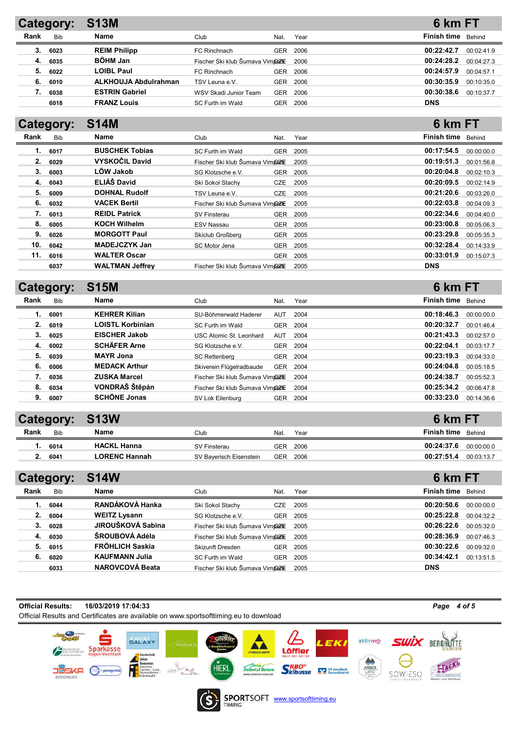## Category: S13M — 6 km FT

| Rank | Bib | Name | Club | Nat. | Year | Finish time | Behind |
|---|---|---|---|---|---|---|---|
| 3. | 6023 | REIM Philipp | FC Rinchnach | GER | 2006 | 00:22:42.7 | 00:02:41.9 |
| 4. | 6035 | BÖHM Jan | Fischer Ski klub Šumava Vimperk | CZE | 2006 | 00:24:28.2 | 00:04:27.3 |
| 5. | 6022 | LOIBL Paul | FC Rinchnach | GER | 2006 | 00:24:57.9 | 00:04:57.1 |
| 6. | 6010 | ALKHOUJA Abdulrahman | TSV Leuna e.V. | GER | 2006 | 00:30:35.9 | 00:10:35.0 |
| 7. | 6038 | ESTRIN Gabriel | WSV Skadi Junior Team | GER | 2006 | 00:30:38.6 | 00:10:37.7 |
| | 6018 | FRANZ Louis | SC Furth im Wald | GER | 2006 | DNS | |

## Category: S14M — 6 km FT

| Rank | Bib | Name | Club | Nat. | Year | Finish time | Behind |
|---|---|---|---|---|---|---|---|
| 1. | 6017 | BUSCHEK Tobias | SC Furth im Wald | GER | 2005 | 00:17:54.5 | 00:00:00.0 |
| 2. | 6029 | VYSKOČIL David | Fischer Ski klub Šumava Vimperk | CZE | 2005 | 00:19:51.3 | 00:01:56.8 |
| 3. | 6003 | LÖW Jakob | SG Klotzsche e.V. | GER | 2005 | 00:20:04.8 | 00:02:10.3 |
| 4. | 6043 | ELIÁŠ David | Ski Sokol Stachy | CZE | 2005 | 00:20:09.5 | 00:02:14.9 |
| 5. | 6009 | DOHNAL Rudolf | TSV Leuna e.V. | CZE | 2005 | 00:21:20.6 | 00:03:26.0 |
| 6. | 6032 | VACEK Bertil | Fischer Ski klub Šumava Vimperk | CZE | 2005 | 00:22:03.8 | 00:04:09.3 |
| 7. | 6013 | REIDL Patrick | SV Finsterau | GER | 2005 | 00:22:34.6 | 00:04:40.0 |
| 8. | 6005 | KOCH Wilhelm | ESV Nassau | GER | 2005 | 00:23:00.8 | 00:05:06.3 |
| 9. | 6026 | MORGOTT Paul | Skiclub Großberg | GER | 2005 | 00:23:29.8 | 00:05:35.3 |
| 10. | 6042 | MADEJCZYK Jan | SC Motor Jena | GER | 2005 | 00:32:28.4 | 00:14:33.9 |
| 11. | 6016 | WALTER Oscar | | GER | 2005 | 00:33:01.9 | 00:15:07.3 |
| | 6037 | WALTMAN Jeffrey | Fischer Ski klub Šumava Vimperk | CZE | 2005 | DNS | |

## Category: S15M — 6 km FT

| Rank | Bib | Name | Club | Nat. | Year | Finish time | Behind |
|---|---|---|---|---|---|---|---|
| 1. | 6001 | KEHRER Kilian | SU-Böhmerwald Haderer | AUT | 2004 | 00:18:46.3 | 00:00:00.0 |
| 2. | 6019 | LOISTL Korbinian | SC Furth im Wald | GER | 2004 | 00:20:32.7 | 00:01:46.4 |
| 3. | 6025 | EISCHER Jakob | USC Atomic St. Leonhard | AUT | 2004 | 00:21:43.3 | 00:02:57.0 |
| 4. | 6002 | SCHÄFER Arne | SG Klotzsche e.V. | GER | 2004 | 00:22:04.1 | 00:03:17.7 |
| 5. | 6039 | MAYR Jona | SC Rettenberg | GER | 2004 | 00:23:19.3 | 00:04:33.0 |
| 6. | 6006 | MEDACK Arthur | Skiverein Flügelradbaude | GER | 2004 | 00:24:04.8 | 00:05:18.5 |
| 7. | 6036 | ZUSKA Marcel | Fischer Ski klub Šumava Vimperk | CZE | 2004 | 00:24:38.7 | 00:05:52.3 |
| 8. | 6034 | VONDRAŠ Štěpán | Fischer Ski klub Šumava Vimperk | CZE | 2004 | 00:25:34.2 | 00:06:47.8 |
| 9. | 6007 | SCHÖNE Jonas | SV Lok Eilenburg | GER | 2004 | 00:33:23.0 | 00:14:36.6 |

## Category: S13W — 6 km FT

| Rank | Bib | Name | Club | Nat. | Year | Finish time | Behind |
|---|---|---|---|---|---|---|---|
| 1. | 6014 | HACKL Hanna | SV Finsterau | GER | 2006 | 00:24:37.6 | 00:00:00.0 |
| 2. | 6041 | LORENC Hannah | SV Bayerisch Eisenstein | GER | 2006 | 00:27:51.4 | 00:03:13.7 |

## Category: S14W — 6 km FT

| Rank | Bib | Name | Club | Nat. | Year | Finish time | Behind |
|---|---|---|---|---|---|---|---|
| 1. | 6044 | RANDÁKOVÁ Hanka | Ski Sokol Stachy | CZE | 2005 | 00:20:50.6 | 00:00:00.0 |
| 2. | 6004 | WEITZ Lysann | SG Klotzsche e.V. | GER | 2005 | 00:25:22.8 | 00:04:32.2 |
| 3. | 6028 | JIROUŠKOVÁ Sabina | Fischer Ski klub Šumava Vimperk | CZE | 2005 | 00:26:22.6 | 00:05:32.0 |
| 4. | 6030 | ŠROUBOVÁ Adéla | Fischer Ski klub Šumava Vimperk | CZE | 2005 | 00:28:36.9 | 00:07:46.3 |
| 5. | 6015 | FRÖHLICH Saskia | Skizunft Dresden | GER | 2005 | 00:30:22.6 | 00:09:32.0 |
| 6. | 6020 | KAUFMANN Julia | SC Furth im Wald | GER | 2005 | 00:34:42.1 | 00:13:51.5 |
| | 6033 | NAROVCOVÁ Beata | Fischer Ski klub Šumava Vimperk | CZE | 2005 | DNS | |

**Official Results:** 16/03/2019 17:04:33

Official Results and Certificates are available on www.sportsofttiming.eu to download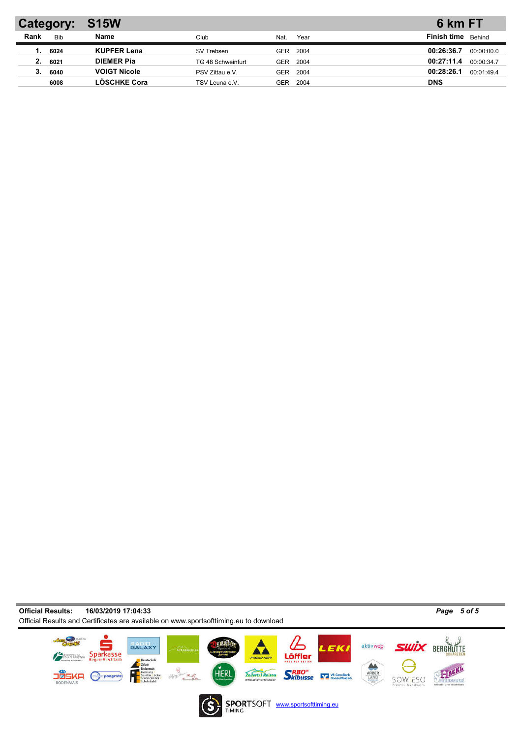## Category: S15W — 6 km FT

| Rank | Bib | Name | Club | Nat. | Year | Finish time | Behind |
|---|---|---|---|---|---|---|---|
| 1. | 6024 | KUPFER Lena | SV Trebsen | GER | 2004 | 00:26:36.7 | 00:00:00.0 |
| 2. | 6021 | DIEMER Pia | TG 48 Schweinfurt | GER | 2004 | 00:27:11.4 | 00:00:34.7 |
| 3. | 6040 | VOIGT Nicole | PSV Zittau e.V. | GER | 2004 | 00:28:26.1 | 00:01:49.4 |
| | 6008 | LÖSCHKE Cora | TSV Leuna e.V. | GER | 2004 | DNS | |

**Official Results:** 16/03/2019 17:04:33

Official Results and Certificates are available on www.sportsofttiming.eu to download

SPORTSOFT TIMING www.sportsofttiming.eu